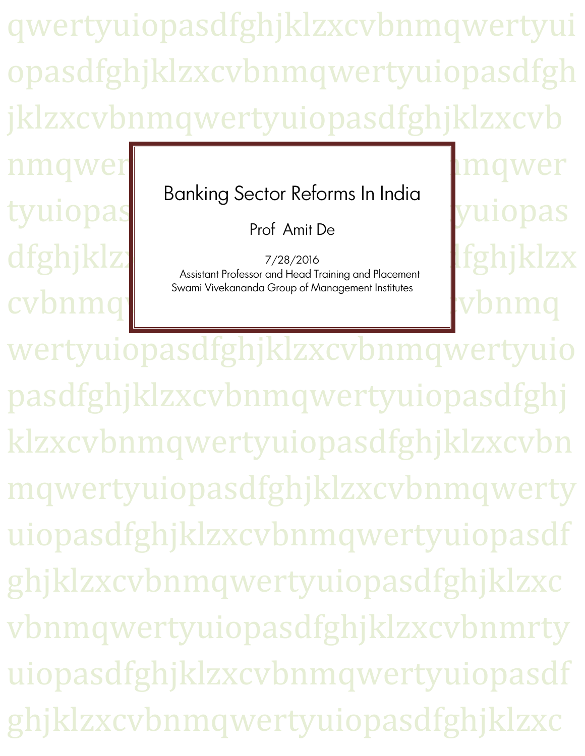# Banking Sector Reforms In India

Prof Amit De

7/28/2016

Assistant Professor and Head Training and Placement

Swami Vivekananda Group of Management Institutes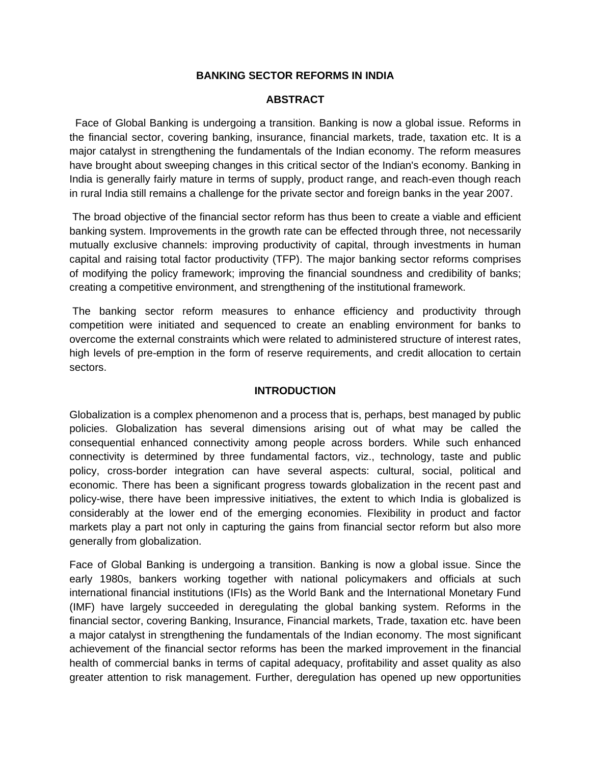# BANKING SECTOR REFORMS IN INDIA

## ABSTRACT

Face of Global Banking is undergoing a transition. Banking is now a global issue. Reforms in the financial sector, covering banking, insurance, financial markets, trade, taxation etc. It is a major catalyst in strengthening the fundamentals of the Indian economy. The reform measures have brought about sweeping changes in this critical sector of the Indian's economy. Banking in India is generally fairly mature in terms of supply, product range, and reach-even though reach in rural India still remains a challenge for the private sector and foreign banks in the year 2007.

The broad objective of the financial sector reform has thus been to create a viable and efficient banking system. Improvements in the growth rate can be effected through three, not necessarily mutually exclusive channels: improving productivity of capital, through investments in human capital and raising total factor productivity (TFP). The major banking sector reforms comprises of modifying the policy framework; improving the financial soundness and credibility of banks; creating a competitive environment, and strengthening of the institutional framework.

The banking sector reform measures to enhance efficiency and productivity through competition were initiated and sequenced to create an enabling environment for banks to overcome the external constraints which were related to administered structure of interest rates, high levels of pre-emption in the form of reserve requirements, and credit allocation to certain sectors.

## INTRODUCTION

Globalization is a complex phenomenon and a process that is, perhaps, best managed by public policies. Globalization has several dimensions arising out of what may be called the consequential enhanced connectivity among people across borders. While such enhanced connectivity is determined by three fundamental factors, viz., technology, taste and public policy, cross-border integration can have several aspects: cultural, social, political and economic. There has been a significant progress towards globalization in the recent past and policy-wise, there have been impressive initiatives, the extent to which India is globalized is considerably at the lower end of the emerging economies. Flexibility in product and factor markets play a part not only in capturing the gains from financial sector reform but also more generally from globalization.

Face of Global Banking is undergoing a transition. Banking is now a global issue. Since the early 1980s, bankers working together with national policymakers and officials at such international financial institutions (IFIs) as the World Bank and the International Monetary Fund (IMF) have largely succeeded in deregulating the global banking system. Reforms in the financial sector, covering Banking, Insurance, Financial markets, Trade, taxation etc. have been a major catalyst in strengthening the fundamentals of the Indian economy. The most significant achievement of the financial sector reforms has been the marked improvement in the financial health of commercial banks in terms of capital adequacy, profitability and asset quality as also greater attention to risk management. Further, deregulation has opened up new opportunities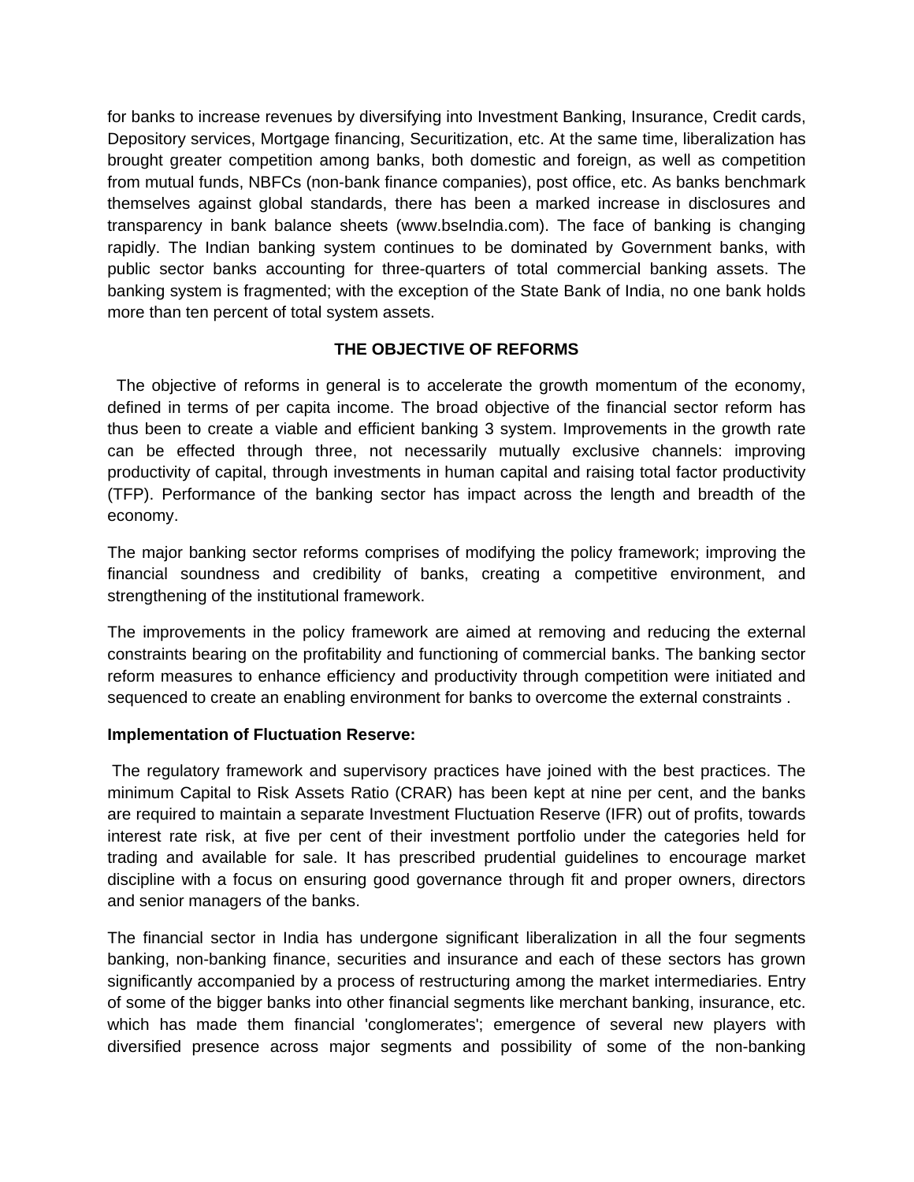for banks to increase revenues by diversifying into Investment Banking, Insurance, Credit cards, Depository services, Mortgage financing, Securitization, etc. At the same time, liberalization has brought greater competition among banks, both domestic and foreign, as well as competition from mutual funds, NBFCs (non-bank finance companies), post office, etc. As banks benchmark themselves against global standards, there has been a marked increase in disclosures and transparency in bank balance sheets (www.bseIndia.com). The face of banking is changing rapidly. The Indian banking system continues to be dominated by Government banks, with public sector banks accounting for three-quarters of total commercial banking assets. The banking system is fragmented; with the exception of the State Bank of India, no one bank holds more than ten percent of total system assets.

## THE OBJECTIVE OF REFORMS

The objective of reforms in general is to accelerate the growth momentum of the economy, defined in terms of per capita income. The broad objective of the financial sector reform has thus been to create a viable and efficient banking 3 system. Improvements in the growth rate can be effected through three, not necessarily mutually exclusive channels: improving productivity of capital, through investments in human capital and raising total factor productivity (TFP). Performance of the banking sector has impact across the length and breadth of the economy.

The major banking sector reforms comprises of modifying the policy framework; improving the financial soundness and credibility of banks, creating a competitive environment, and strengthening of the institutional framework.

The improvements in the policy framework are aimed at removing and reducing the external constraints bearing on the profitability and functioning of commercial banks. The banking sector reform measures to enhance efficiency and productivity through competition were initiated and sequenced to create an enabling environment for banks to overcome the external constraints .

**Implementation of Fluctuation Reserve:**

The regulatory framework and supervisory practices have joined with the best practices. The minimum Capital to Risk Assets Ratio (CRAR) has been kept at nine per cent, and the banks are required to maintain a separate Investment Fluctuation Reserve (IFR) out of profits, towards interest rate risk, at five per cent of their investment portfolio under the categories held for trading and available for sale. It has prescribed prudential guidelines to encourage market discipline with a focus on ensuring good governance through fit and proper owners, directors and senior managers of the banks.

The financial sector in India has undergone significant liberalization in all the four segments banking, non-banking finance, securities and insurance and each of these sectors has grown significantly accompanied by a process of restructuring among the market intermediaries. Entry of some of the bigger banks into other financial segments like merchant banking, insurance, etc. which has made them financial 'conglomerates'; emergence of several new players with diversified presence across major segments and possibility of some of the non-banking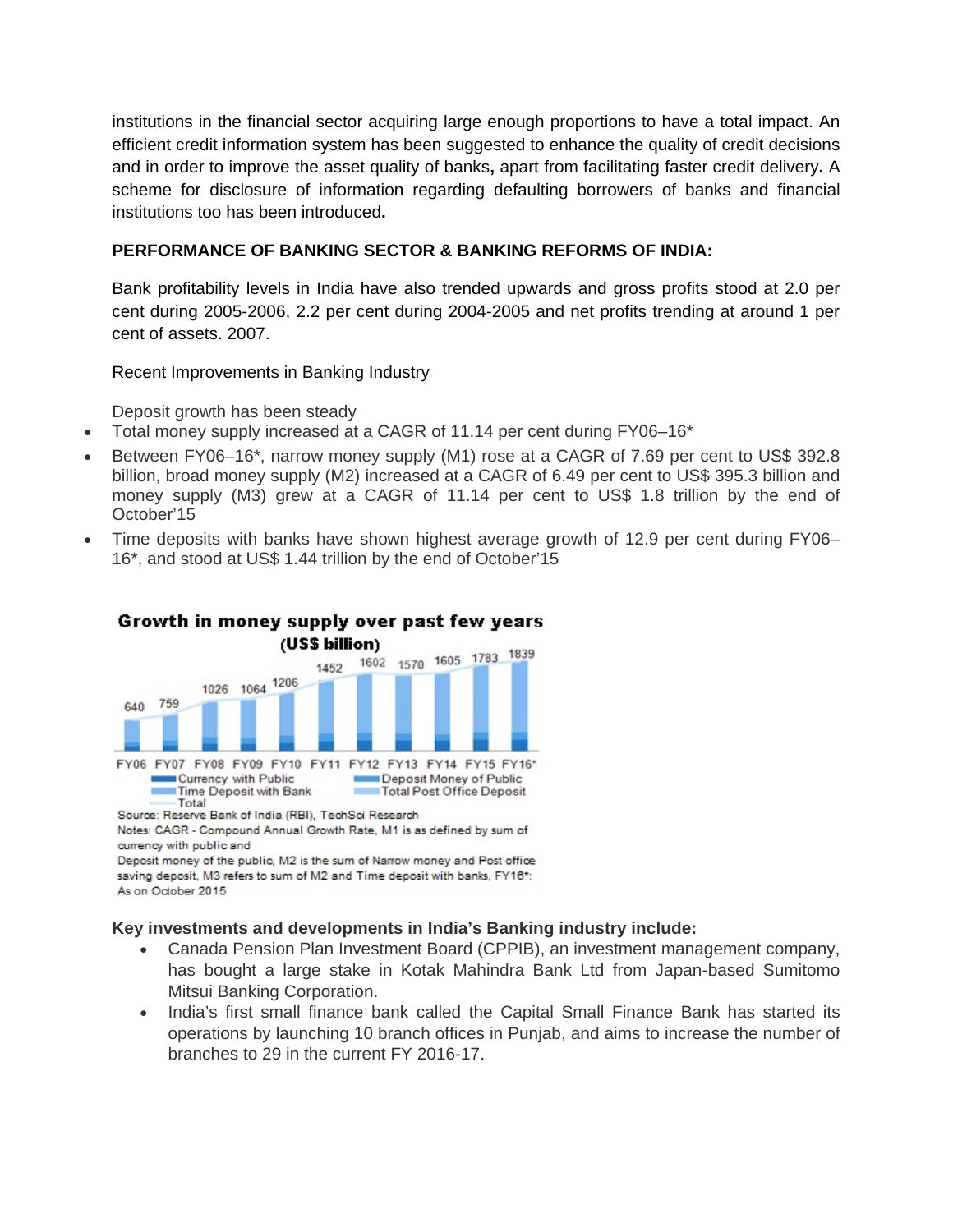institutions in the financial sector acquiring large enough proportions to have a total impact. An efficient credit information system has been suggested to enhance the quality of credit decisions and in order to improve the asset quality of banks**,** apart from facilitating faster credit delivery**.** A scheme for disclosure of information regarding defaulting borrowers of banks and financial institutions too has been introduced**.**

**PERFORMANCE OF BANKING SECTOR & BANKING REFORMS OF INDIA:**

Bank profitability levels in India have also trended upwards and gross profits stood at 2.0 per cent during 2005-2006, 2.2 per cent during 2004-2005 and net profits trending at around 1 per cent of assets. 2007.

Recent Improvements in Banking Industry

Deposit growth has been steady

- Total money supply increased at a CAGR of 11.14 per cent during FY06–16*
- Between FY06–16*, narrow money supply (M1) rose at a CAGR of 7.69 per cent to US$ 392.8 billion, broad money supply (M2) increased at a CAGR of 6.49 per cent to US$ 395.3 billion and money supply (M3) grew at a CAGR of 11.14 per cent to US$ 1.8 trillion by the end of October'15
- Time deposits with banks have shown highest average growth of 12.9 per cent during FY06–16*, and stood at US$ 1.44 trillion by the end of October'15

**Growth in money supply over past few years (US$ billion)**

| | FY06 | FY07 | FY08 | FY09 | FY10 | FY11 | FY12 | FY13 | FY14 | FY15 | FY16* |
|---|---|---|---|---|---|---|---|---|---|---|---|
| Total | 640 | 759 | 1026 | 1064 | 1206 | 1452 | 1602 | 1570 | 1605 | 1783 | 1839 |

Legend: Currency with Public; Deposit Money of Public; Time Deposit with Bank; Total Post Office Deposit; Total

Source: Reserve Bank of India (RBI), TechSci Research

Notes: CAGR - Compound Annual Growth Rate, M1 is as defined by sum of currency with public and Deposit money of the public, M2 is the sum of Narrow money and Post office saving deposit, M3 refers to sum of M2 and Time deposit with banks, FY16*: As on October 2015

**Key investments and developments in India's Banking industry include:**

- Canada Pension Plan Investment Board (CPPIB), an investment management company, has bought a large stake in Kotak Mahindra Bank Ltd from Japan-based Sumitomo Mitsui Banking Corporation.
- India's first small finance bank called the Capital Small Finance Bank has started its operations by launching 10 branch offices in Punjab, and aims to increase the number of branches to 29 in the current FY 2016-17.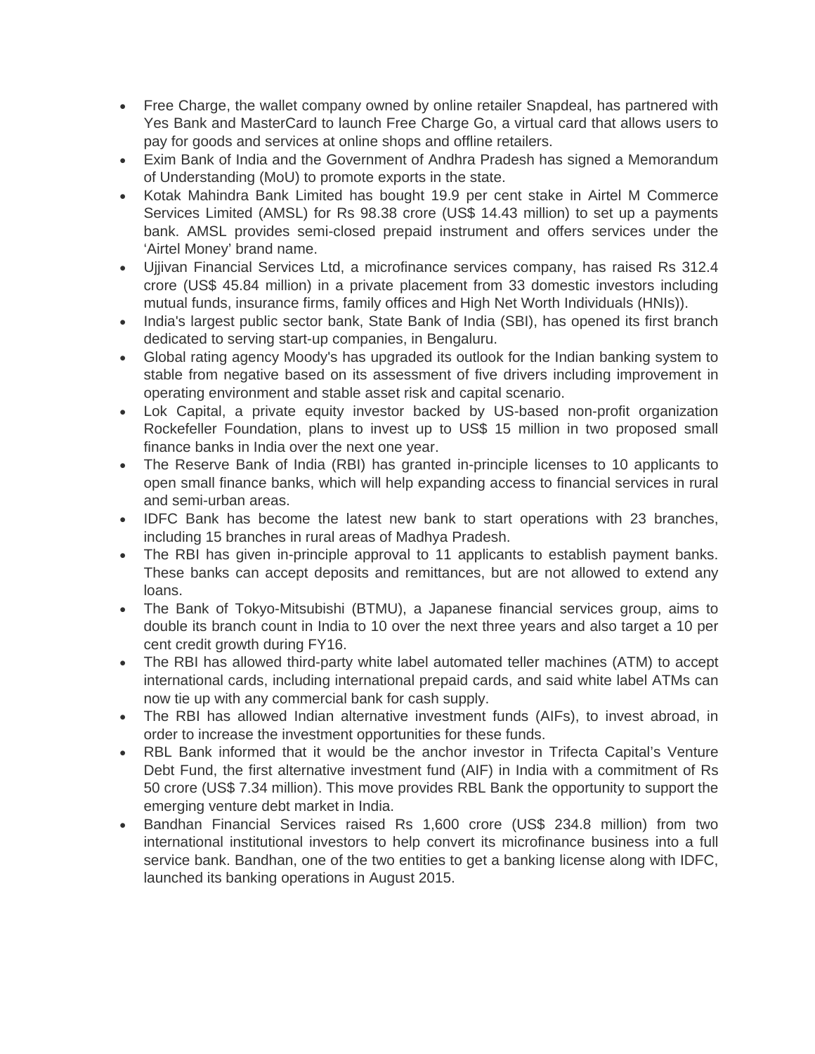- Free Charge, the wallet company owned by online retailer Snapdeal, has partnered with Yes Bank and MasterCard to launch Free Charge Go, a virtual card that allows users to pay for goods and services at online shops and offline retailers.
- Exim Bank of India and the Government of Andhra Pradesh has signed a Memorandum of Understanding (MoU) to promote exports in the state.
- Kotak Mahindra Bank Limited has bought 19.9 per cent stake in Airtel M Commerce Services Limited (AMSL) for Rs 98.38 crore (US$ 14.43 million) to set up a payments bank. AMSL provides semi-closed prepaid instrument and offers services under the 'Airtel Money' brand name.
- Ujjivan Financial Services Ltd, a microfinance services company, has raised Rs 312.4 crore (US$ 45.84 million) in a private placement from 33 domestic investors including mutual funds, insurance firms, family offices and High Net Worth Individuals (HNIs)).
- India's largest public sector bank, State Bank of India (SBI), has opened its first branch dedicated to serving start-up companies, in Bengaluru.
- Global rating agency Moody's has upgraded its outlook for the Indian banking system to stable from negative based on its assessment of five drivers including improvement in operating environment and stable asset risk and capital scenario.
- Lok Capital, a private equity investor backed by US-based non-profit organization Rockefeller Foundation, plans to invest up to US$ 15 million in two proposed small finance banks in India over the next one year.
- The Reserve Bank of India (RBI) has granted in-principle licenses to 10 applicants to open small finance banks, which will help expanding access to financial services in rural and semi-urban areas.
- IDFC Bank has become the latest new bank to start operations with 23 branches, including 15 branches in rural areas of Madhya Pradesh.
- The RBI has given in-principle approval to 11 applicants to establish payment banks. These banks can accept deposits and remittances, but are not allowed to extend any loans.
- The Bank of Tokyo-Mitsubishi (BTMU), a Japanese financial services group, aims to double its branch count in India to 10 over the next three years and also target a 10 per cent credit growth during FY16.
- The RBI has allowed third-party white label automated teller machines (ATM) to accept international cards, including international prepaid cards, and said white label ATMs can now tie up with any commercial bank for cash supply.
- The RBI has allowed Indian alternative investment funds (AIFs), to invest abroad, in order to increase the investment opportunities for these funds.
- RBL Bank informed that it would be the anchor investor in Trifecta Capital's Venture Debt Fund, the first alternative investment fund (AIF) in India with a commitment of Rs 50 crore (US$ 7.34 million). This move provides RBL Bank the opportunity to support the emerging venture debt market in India.
- Bandhan Financial Services raised Rs 1,600 crore (US$ 234.8 million) from two international institutional investors to help convert its microfinance business into a full service bank. Bandhan, one of the two entities to get a banking license along with IDFC, launched its banking operations in August 2015.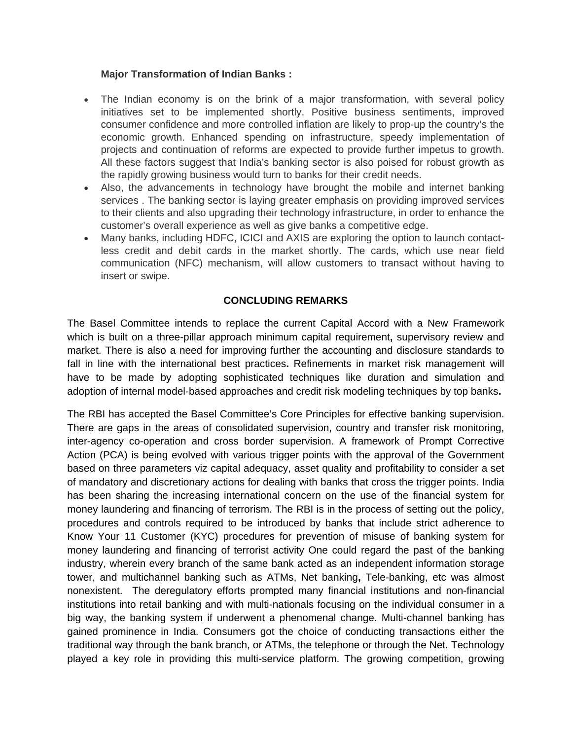**Major Transformation of Indian Banks :**

- The Indian economy is on the brink of a major transformation, with several policy initiatives set to be implemented shortly. Positive business sentiments, improved consumer confidence and more controlled inflation are likely to prop-up the country's the economic growth. Enhanced spending on infrastructure, speedy implementation of projects and continuation of reforms are expected to provide further impetus to growth. All these factors suggest that India's banking sector is also poised for robust growth as the rapidly growing business would turn to banks for their credit needs.
- Also, the advancements in technology have brought the mobile and internet banking services . The banking sector is laying greater emphasis on providing improved services to their clients and also upgrading their technology infrastructure, in order to enhance the customer's overall experience as well as give banks a competitive edge.
- Many banks, including HDFC, ICICI and AXIS are exploring the option to launch contact-less credit and debit cards in the market shortly. The cards, which use near field communication (NFC) mechanism, will allow customers to transact without having to insert or swipe.

## CONCLUDING REMARKS

The Basel Committee intends to replace the current Capital Accord with a New Framework which is built on a three-pillar approach minimum capital requirement**,** supervisory review and market. There is also a need for improving further the accounting and disclosure standards to fall in line with the international best practices**.** Refinements in market risk management will have to be made by adopting sophisticated techniques like duration and simulation and adoption of internal model-based approaches and credit risk modeling techniques by top banks**.**

The RBI has accepted the Basel Committee's Core Principles for effective banking supervision. There are gaps in the areas of consolidated supervision, country and transfer risk monitoring, inter-agency co-operation and cross border supervision. A framework of Prompt Corrective Action (PCA) is being evolved with various trigger points with the approval of the Government based on three parameters viz capital adequacy, asset quality and profitability to consider a set of mandatory and discretionary actions for dealing with banks that cross the trigger points. India has been sharing the increasing international concern on the use of the financial system for money laundering and financing of terrorism. The RBI is in the process of setting out the policy, procedures and controls required to be introduced by banks that include strict adherence to Know Your 11 Customer (KYC) procedures for prevention of misuse of banking system for money laundering and financing of terrorist activity One could regard the past of the banking industry, wherein every branch of the same bank acted as an independent information storage tower, and multichannel banking such as ATMs, Net banking**,** Tele-banking, etc was almost nonexistent. The deregulatory efforts prompted many financial institutions and non-financial institutions into retail banking and with multi-nationals focusing on the individual consumer in a big way, the banking system if underwent a phenomenal change. Multi-channel banking has gained prominence in India. Consumers got the choice of conducting transactions either the traditional way through the bank branch, or ATMs, the telephone or through the Net. Technology played a key role in providing this multi-service platform. The growing competition, growing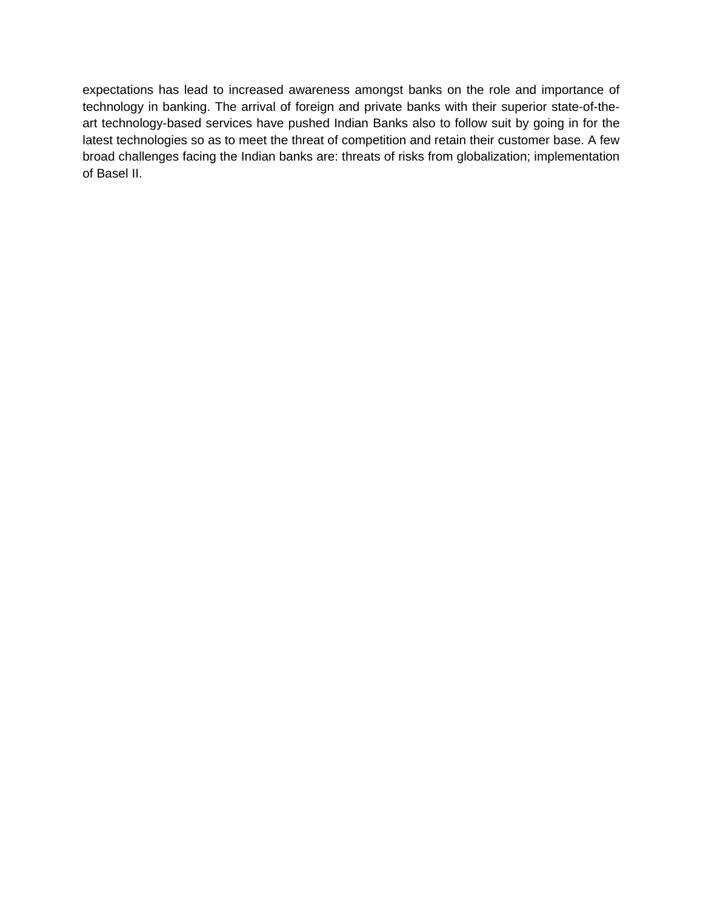expectations has lead to increased awareness amongst banks on the role and importance of technology in banking. The arrival of foreign and private banks with their superior state-of-the-art technology-based services have pushed Indian Banks also to follow suit by going in for the latest technologies so as to meet the threat of competition and retain their customer base. A few broad challenges facing the Indian banks are: threats of risks from globalization; implementation of Basel II.